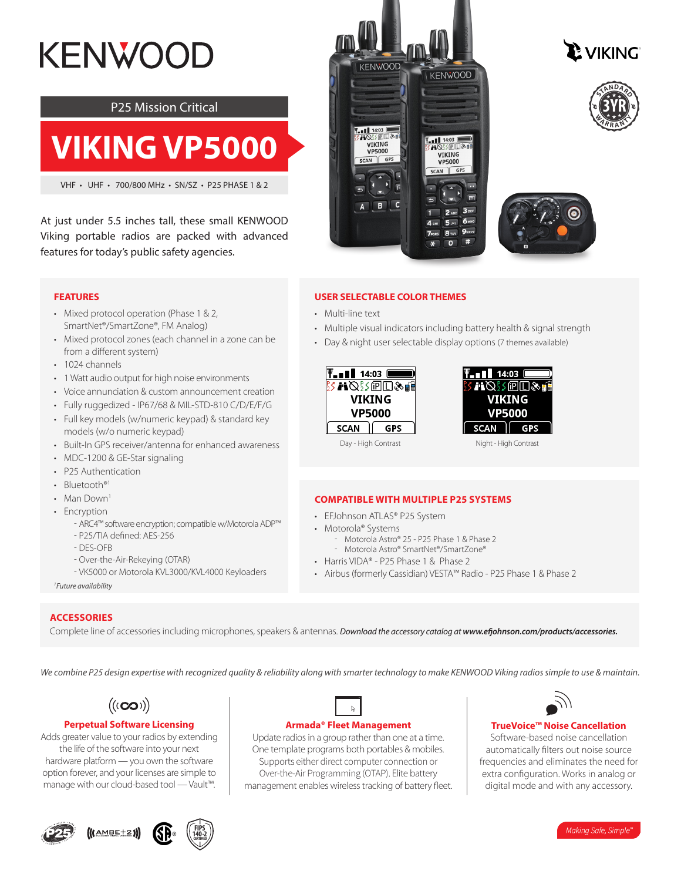# KENWOOD

P25 Mission Critical

# VIKING VP5000

VHF • UHF • 700/800 MHz • SN/SZ • P25 PHASE 1 & 2

At just under 5.5 inches tall, these small KENWOOD Viking portable radios are packed with advanced features for today's public safety agencies.

VIKING

STANDARD 3YR WARRANTY

## FEATURES

- Mixed protocol operation (Phase 1 & 2, SmartNet®/SmartZone®, FM Analog)
- Mixed protocol zones (each channel in a zone can be from a different system)
- 1024 channels
- 1 Watt audio output for high noise environments
- Voice annunciation & custom announcement creation
- Fully ruggedized - IP67/68 & MIL-STD-810 C/D/E/F/G
- Full key models (w/numeric keypad) & standard key models (w/o numeric keypad)
- Built-In GPS receiver/antenna for enhanced awareness
- MDC-1200 & GE-Star signaling
- P25 Authentication
- Bluetooth®[1]
- Man Down[1]
- Encryption
  - ARC4™ software encryption; compatible w/Motorola ADP™
  - P25/TIA defined: AES-256
  - DES-OFB
  - Over-the-Air-Rekeying (OTAR)
  - VK5000 or Motorola KVL3000/KVL4000 Keyloaders

[1]*Future availability*

## USER SELECTABLE COLOR THEMES

- Multi-line text
- Multiple visual indicators including battery health & signal strength
- Day & night user selectable display options (7 themes available)

Day - High Contrast

Night - High Contrast

## COMPATIBLE WITH MULTIPLE P25 SYSTEMS

- EFJohnson ATLAS® P25 System
- Motorola® Systems
  - Motorola Astro® 25 - P25 Phase 1 & Phase 2
  - Motorola Astro® SmartNet®/SmartZone®
- Harris VIDA® - P25 Phase 1 & Phase 2
- Airbus (formerly Cassidian) VESTA™ Radio - P25 Phase 1 & Phase 2

## ACCESSORIES

Complete line of accessories including microphones, speakers & antennas. *Download the accessory catalog at **www.efjohnson.com/products/accessories.***

*We combine P25 design expertise with recognized quality & reliability along with smarter technology to make KENWOOD Viking radios simple to use & maintain.*

### Perpetual Software Licensing

Adds greater value to your radios by extending the life of the software into your next hardware platform — you own the software option forever, and your licenses are simple to manage with our cloud-based tool — Vault™.

### Armada® Fleet Management

Update radios in a group rather than one at a time. One template programs both portables & mobiles. Supports either direct computer connection or Over-the-Air Programming (OTAP). Elite battery management enables wireless tracking of battery fleet.

### TrueVoice™ Noise Cancellation

Software-based noise cancellation automatically filters out noise source frequencies and eliminates the need for extra configuration. Works in analog or digital mode and with any accessory.

*Making Safe, Simple™*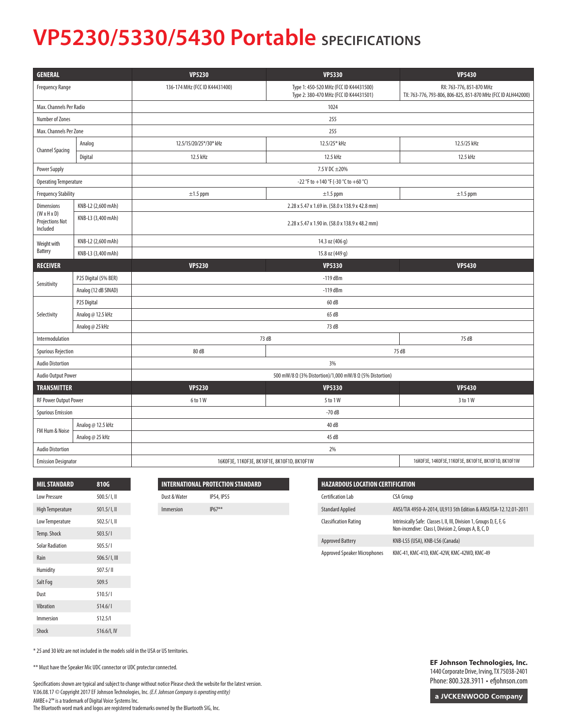# VP5230/5330/5430 Portable SPECIFICATIONS

| GENERAL | | VP5230 | VP5330 | VP5430 |
|---|---|---|---|---|
| Frequency Range | | 136-174 MHz (FCC ID K44431400) | Type 1: 450-520 MHz (FCC ID K44431500)<br>Type 2: 380-470 MHz (FCC ID K44431501) | RX: 763-776, 851-870 MHz<br>TX: 763-776, 793-806, 806-825, 851-870 MHz (FCC ID ALH442000) |
| Max. Channels Per Radio | | 1024 | | |
| Number of Zones | | 255 | | |
| Max. Channels Per Zone | | 255 | | |
| Channel Spacing | Analog | 12.5/15/20/25*/30* kHz | 12.5/25* kHz | 12.5/25 kHz |
| | Digital | 12.5 kHz | 12.5 kHz | 12.5 kHz |
| Power Supply | | 7.5 V DC ±20% | | |
| Operating Temperature | | -22 °F to +140 °F (-30 °C to +60 °C) | | |
| Frequency Stability | | ±1.5 ppm | ±1.5 ppm | ±1.5 ppm |
| Dimensions (W x H x D) Projections Not Included | KNB-L2 (2,600 mAh) | 2.28 x 5.47 x 1.69 in. (58.0 x 138.9 x 42.8 mm) | | |
| | KNB-L3 (3,400 mAh) | 2.28 x 5.47 x 1.90 in. (58.0 x 138.9 x 48.2 mm) | | |
| Weight with Battery | KNB-L2 (2,600 mAh) | 14.3 oz (406 g) | | |
| | KNB-L3 (3,400 mAh) | 15.8 oz (449 g) | | |
| **RECEIVER** | | **VP5230** | **VP5330** | **VP5430** |
| Sensitivity | P25 Digital (5% BER) | -119 dBm | | |
| | Analog (12 dB SINAD) | -119 dBm | | |
| Selectivity | P25 Digital | 60 dB | | |
| | Analog @ 12.5 kHz | 65 dB | | |
| | Analog @ 25 kHz | 73 dB | | |
| Intermodulation | | 73 dB | | 75 dB |
| Spurious Rejection | | 80 dB | 75 dB | |
| Audio Distortion | | 3% | | |
| Audio Output Power | | 500 mW/8 Ω (3% Distortion)/1,000 mW/8 Ω (5% Distortion) | | |
| **TRANSMITTER** | | **VP5230** | **VP5330** | **VP5430** |
| RF Power Output Power | | 6 to 1 W | 5 to 1 W | 3 to 1 W |
| Spurious Emission | | -70 dB | | |
| FM Hum & Noise | Analog @ 12.5 kHz | 40 dB | | |
| | Analog @ 25 kHz | 45 dB | | |
| Audio Distortion | | 2% | | |
| Emission Designator | | 16K0F3E, 11K0F3E, 8K10F1E, 8K10F1D, 8K10F1W | | 16K0F3E, 14K0F3E,11K0F3E, 8K10F1E, 8K10F1D, 8K10F1W |

| MIL STANDARD | 810G |
|---|---|
| Low Pressure | 500.5/ I, II |
| High Temperature | 501.5/ I, II |
| Low Temperature | 502.5/ I, II |
| Temp. Shock | 503.5/ I |
| Solar Radiation | 505.5/ I |
| Rain | 506.5/ I, III |
| Humidity | 507.5/ II |
| Salt Fog | 509.5 |
| Dust | 510.5/ I |
| Vibration | 514.6/ I |
| Immersion | 512.5/I |
| Shock | 516.6/I, IV |

| INTERNATIONAL PROTECTION STANDARD | |
|---|---|
| Dust & Water | IP54, IP55 |
| Immersion | IP67** |

| HAZARDOUS LOCATION CERTIFICATION | |
|---|---|
| Certification Lab | CSA Group |
| Standard Applied | ANSI/TIA 4950-A-2014, UL913 5th Edition & ANSI/ISA-12.12.01-2011 |
| Classification Rating | Intrinsically Safe: Classes I, II, III, Division 1, Groups D, E, F, G<br>Non-incendive: Class I, Division 2, Groups A, B, C, D |
| Approved Battery | KNB-LS5 (USA), KNB-LS6 (Canada) |
| Approved Speaker Microphones | KMC-41, KMC-41D, KMC-42W, KMC-42WD, KMC-49 |

* 25 and 30 kHz are not included in the models sold in the USA or US territories.

** Must have the Speaker Mic UDC connector or UDC protector connected.

Specifications shown are typical and subject to change without notice Please check the website for the latest version.
V.06.08.17 © Copyright 2017 EF Johnson Technologies, Inc. *(E.F. Johnson Company is operating entity)*
AMBE+2™ is a trademark of Digital Voice Systems Inc.
The Bluetooth word mark and logos are registered trademarks owned by the Bluetooth SIG, Inc.

**EF Johnson Technologies, Inc.**
1440 Corporate Drive, Irving, TX 75038-2401
Phone: 800.328.3911 • efjohnson.com

**a JVCKENWOOD Company**